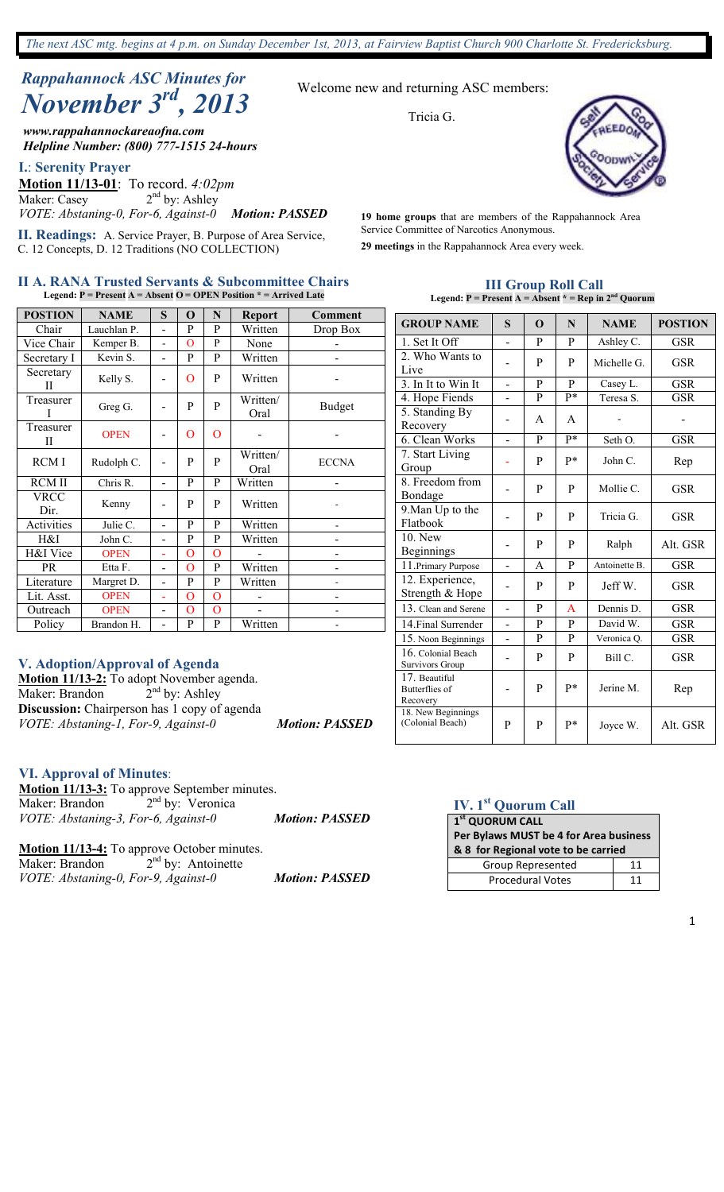*The next ASC mtg. begins at 4 p.m. on Sunday December 1st, 2013, at Fairview Baptist Church 900 Charlotte St. Fredericksburg.*

# *Rappahannock ASC Minutes for November 3rd, 2013*

***www.rappahannockareaofna.com***
***Helpline Number: (800) 777-1515 24-hours***

Welcome new and returning ASC members:

Tricia G.

**19 home groups** that are members of the Rappahannock Area Service Committee of Narcotics Anonymous.

**29 meetings** in the Rappahannock Area every week.

## I.: Serenity Prayer

**Motion 11/13-01**: To record. *4:02pm*
Maker: Casey 2nd by: Ashley
*VOTE: Abstaning-0, For-6, Against-0* ***Motion: PASSED***

## II. Readings:
A. Service Prayer, B. Purpose of Area Service, C. 12 Concepts, D. 12 Traditions (NO COLLECTION)

## II A. RANA Trusted Servants & Subcommittee Chairs

**Legend: P = Present A = Absent O = OPEN Position * = Arrived Late**

| POSTION | NAME | S | O | N | Report | Comment |
|---|---|---|---|---|---|---|
| Chair | Lauchlan P. | - | P | P | Written | Drop Box |
| Vice Chair | Kemper B. | - | O | P | None | - |
| Secretary I | Kevin S. | - | P | P | Written | - |
| Secretary II | Kelly S. | - | O | P | Written | - |
| Treasurer I | Greg G. | - | P | P | Written/ Oral | Budget |
| Treasurer II | OPEN | - | O | O | - | - |
| RCM I | Rudolph C. | - | P | P | Written/ Oral | ECCNA |
| RCM II | Chris R. | - | P | P | Written | - |
| VRCC Dir. | Kenny | - | P | P | Written | - |
| Activities | Julie C. | - | P | P | Written | - |
| H&I | John C. | - | P | P | Written | - |
| H&I Vice | OPEN | - | O | O | - | - |
| PR | Etta F. | - | O | P | Written | - |
| Literature | Margret D. | - | P | P | Written | - |
| Lit. Asst. | OPEN | - | O | O | - | - |
| Outreach | OPEN | - | O | O | - | - |
| Policy | Brandon H. | - | P | P | Written | - |

## III Group Roll Call

**Legend: P = Present A = Absent * = Rep in 2nd Quorum**

| GROUP NAME | S | O | N | NAME | POSTION |
|---|---|---|---|---|---|
| 1. Set It Off | - | P | P | Ashley C. | GSR |
| 2. Who Wants to Live | - | P | P | Michelle G. | GSR |
| 3. In It to Win It | - | P | P | Casey L. | GSR |
| 4. Hope Fiends | - | P | P* | Teresa S. | GSR |
| 5. Standing By Recovery | - | A | A | - | - |
| 6. Clean Works | - | P | P* | Seth O. | GSR |
| 7. Start Living Group | - | P | P* | John C. | Rep |
| 8. Freedom from Bondage | - | P | P | Mollie C. | GSR |
| 9.Man Up to the Flatbook | - | P | P | Tricia G. | GSR |
| 10. New Beginnings | - | P | P | Ralph | Alt. GSR |
| 11.Primary Purpose | - | A | P | Antoinette B. | GSR |
| 12. Experience, Strength & Hope | - | P | P | Jeff W. | GSR |
| 13. Clean and Serene | - | P | A | Dennis D. | GSR |
| 14.Final Surrender | - | P | P | David W. | GSR |
| 15. Noon Beginnings | - | P | P | Veronica Q. | GSR |
| 16. Colonial Beach Survivors Group | - | P | P | Bill C. | GSR |
| 17. Beautiful Butterflies of Recovery | - | P | P* | Jerine M. | Rep |
| 18. New Beginnings (Colonial Beach) | P | P | P* | Joyce W. | Alt. GSR |

## IV. 1st Quorum Call

| 1st QUORUM CALL Per Bylaws MUST be 4 for Area business & 8 for Regional vote to be carried | |
|---|---|
| Group Represented | 11 |
| Procedural Votes | 11 |

## V. Adoption/Approval of Agenda

**Motion 11/13-2:** To adopt November agenda.
Maker: Brandon 2nd by: Ashley
**Discussion:** Chairperson has 1 copy of agenda
*VOTE: Abstaning-1, For-9, Against-0* ***Motion: PASSED***

## VI. Approval of Minutes:

**Motion 11/13-3:** To approve September minutes.
Maker: Brandon 2nd by: Veronica
*VOTE: Abstaning-3, For-6, Against-0* ***Motion: PASSED***

**Motion 11/13-4:** To approve October minutes.
Maker: Brandon 2nd by: Antoinette
*VOTE: Abstaning-0, For-9, Against-0* ***Motion: PASSED***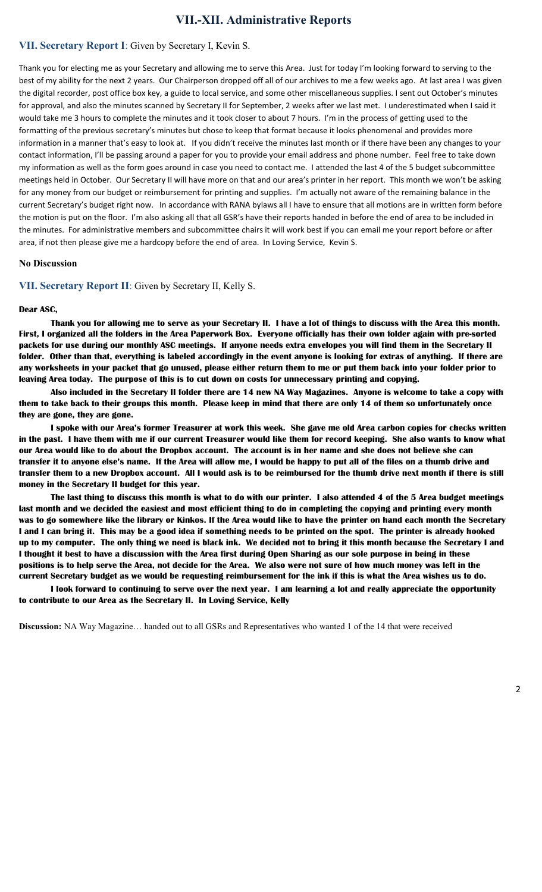# VII.-XII. Administrative Reports

## VII. Secretary Report I: Given by Secretary I, Kevin S.

Thank you for electing me as your Secretary and allowing me to serve this Area. Just for today I'm looking forward to serving to the best of my ability for the next 2 years. Our Chairperson dropped off all of our archives to me a few weeks ago. At last area I was given the digital recorder, post office box key, a guide to local service, and some other miscellaneous supplies. I sent out October's minutes for approval, and also the minutes scanned by Secretary II for September, 2 weeks after we last met. I underestimated when I said it would take me 3 hours to complete the minutes and it took closer to about 7 hours. I'm in the process of getting used to the formatting of the previous secretary's minutes but chose to keep that format because it looks phenomenal and provides more information in a manner that's easy to look at. If you didn't receive the minutes last month or if there have been any changes to your contact information, I'll be passing around a paper for you to provide your email address and phone number. Feel free to take down my information as well as the form goes around in case you need to contact me. I attended the last 4 of the 5 budget subcommittee meetings held in October. Our Secretary II will have more on that and our area's printer in her report. This month we won't be asking for any money from our budget or reimbursement for printing and supplies. I'm actually not aware of the remaining balance in the current Secretary's budget right now. In accordance with RANA bylaws all I have to ensure that all motions are in written form before the motion is put on the floor. I'm also asking all that all GSR's have their reports handed in before the end of area to be included in the minutes. For administrative members and subcommittee chairs it will work best if you can email me your report before or after area, if not then please give me a hardcopy before the end of area. In Loving Service, Kevin S.

**No Discussion**

## VII. Secretary Report II: Given by Secretary II, Kelly S.

**Dear ASC,**

**Thank you for allowing me to serve as your Secretary II. I have a lot of things to discuss with the Area this month. First, I organized all the folders in the Area Paperwork Box. Everyone officially has their own folder again with pre-sorted packets for use during our monthly ASC meetings. If anyone needs extra envelopes you will find them in the Secretary II folder. Other than that, everything is labeled accordingly in the event anyone is looking for extras of anything. If there are any worksheets in your packet that go unused, please either return them to me or put them back into your folder prior to leaving Area today. The purpose of this is to cut down on costs for unnecessary printing and copying.**

**Also included in the Secretary II folder there are 14 new NA Way Magazines. Anyone is welcome to take a copy with them to take back to their groups this month. Please keep in mind that there are only 14 of them so unfortunately once they are gone, they are gone.**

**I spoke with our Area's former Treasurer at work this week. She gave me old Area carbon copies for checks written in the past. I have them with me if our current Treasurer would like them for record keeping. She also wants to know what our Area would like to do about the Dropbox account. The account is in her name and she does not believe she can transfer it to anyone else's name. If the Area will allow me, I would be happy to put all of the files on a thumb drive and transfer them to a new Dropbox account. All I would ask is to be reimbursed for the thumb drive next month if there is still money in the Secretary II budget for this year.**

**The last thing to discuss this month is what to do with our printer. I also attended 4 of the 5 Area budget meetings last month and we decided the easiest and most efficient thing to do in completing the copying and printing every month was to go somewhere like the library or Kinkos. If the Area would like to have the printer on hand each month the Secretary I and I can bring it. This may be a good idea if something needs to be printed on the spot. The printer is already hooked up to my computer. The only thing we need is black ink. We decided not to bring it this month because the Secretary I and I thought it best to have a discussion with the Area first during Open Sharing as our sole purpose in being in these positions is to help serve the Area, not decide for the Area. We also were not sure of how much money was left in the current Secretary budget as we would be requesting reimbursement for the ink if this is what the Area wishes us to do.**

**I look forward to continuing to serve over the next year. I am learning a lot and really appreciate the opportunity to contribute to our Area as the Secretary II. In Loving Service, Kelly**

**Discussion:** NA Way Magazine… handed out to all GSRs and Representatives who wanted 1 of the 14 that were received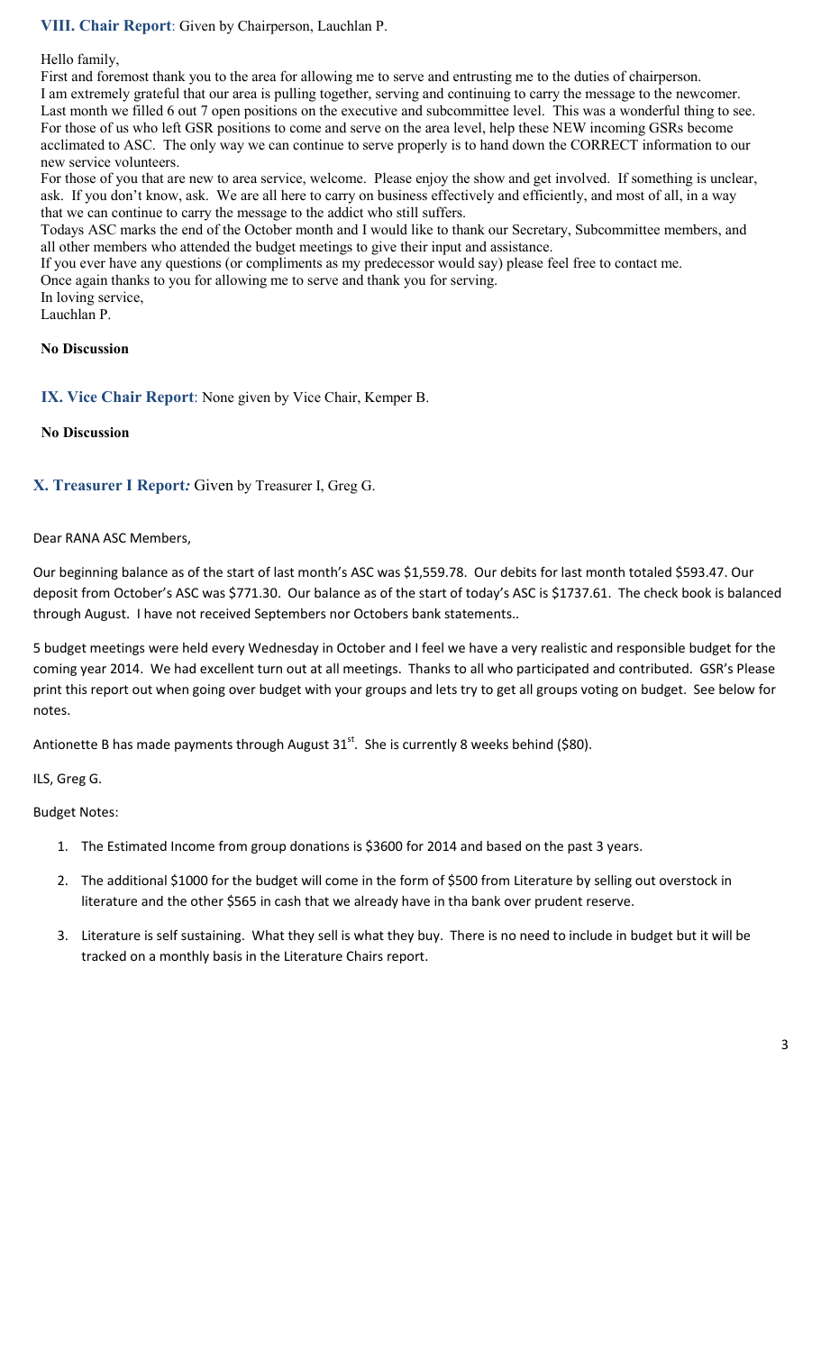## VIII. Chair Report: Given by Chairperson, Lauchlan P.

Hello family,
First and foremost thank you to the area for allowing me to serve and entrusting me to the duties of chairperson.
I am extremely grateful that our area is pulling together, serving and continuing to carry the message to the newcomer. Last month we filled 6 out 7 open positions on the executive and subcommittee level. This was a wonderful thing to see. For those of us who left GSR positions to come and serve on the area level, help these NEW incoming GSRs become acclimated to ASC. The only way we can continue to serve properly is to hand down the CORRECT information to our new service volunteers.
For those of you that are new to area service, welcome. Please enjoy the show and get involved. If something is unclear, ask. If you don't know, ask. We are all here to carry on business effectively and efficiently, and most of all, in a way that we can continue to carry the message to the addict who still suffers.
Todays ASC marks the end of the October month and I would like to thank our Secretary, Subcommittee members, and all other members who attended the budget meetings to give their input and assistance.
If you ever have any questions (or compliments as my predecessor would say) please feel free to contact me.
Once again thanks to you for allowing me to serve and thank you for serving.
In loving service,
Lauchlan P.

**No Discussion**

## IX. Vice Chair Report: None given by Vice Chair, Kemper B.

**No Discussion**

## X. Treasurer I Report: Given by Treasurer I, Greg G.

Dear RANA ASC Members,

Our beginning balance as of the start of last month's ASC was \$1,559.78. Our debits for last month totaled \$593.47. Our deposit from October's ASC was \$771.30. Our balance as of the start of today's ASC is \$1737.61. The check book is balanced through August. I have not received Septembers nor Octobers bank statements..

5 budget meetings were held every Wednesday in October and I feel we have a very realistic and responsible budget for the coming year 2014. We had excellent turn out at all meetings. Thanks to all who participated and contributed. GSR's Please print this report out when going over budget with your groups and lets try to get all groups voting on budget. See below for notes.

Antionette B has made payments through August 31st. She is currently 8 weeks behind (\$80).

ILS, Greg G.

Budget Notes:

1. The Estimated Income from group donations is \$3600 for 2014 and based on the past 3 years.
2. The additional \$1000 for the budget will come in the form of \$500 from Literature by selling out overstock in literature and the other \$565 in cash that we already have in tha bank over prudent reserve.
3. Literature is self sustaining. What they sell is what they buy. There is no need to include in budget but it will be tracked on a monthly basis in the Literature Chairs report.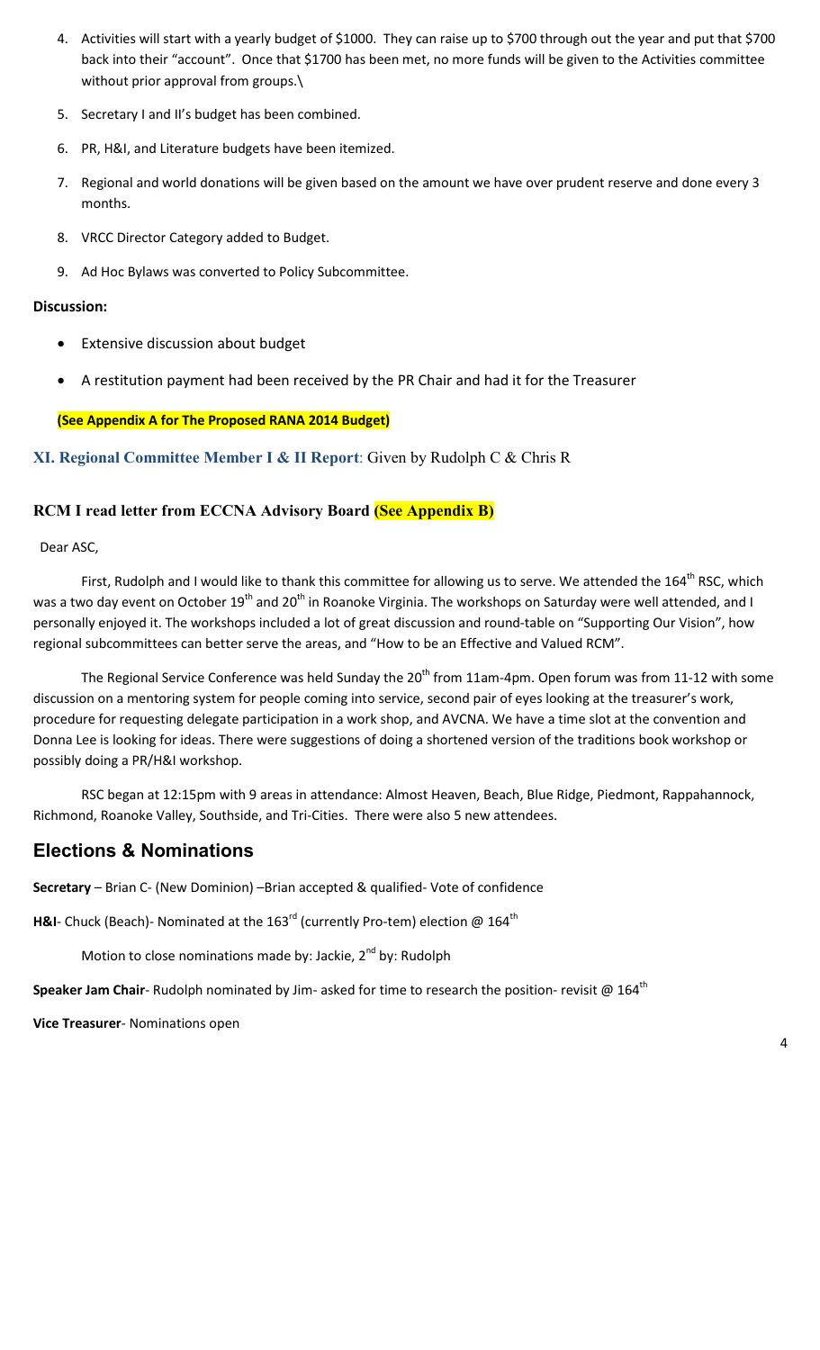4. Activities will start with a yearly budget of $1000. They can raise up to $700 through out the year and put that $700 back into their "account". Once that $1700 has been met, no more funds will be given to the Activities committee without prior approval from groups.\
5. Secretary I and II's budget has been combined.
6. PR, H&I, and Literature budgets have been itemized.
7. Regional and world donations will be given based on the amount we have over prudent reserve and done every 3 months.
8. VRCC Director Category added to Budget.
9. Ad Hoc Bylaws was converted to Policy Subcommittee.

**Discussion:**

- Extensive discussion about budget
- A restitution payment had been received by the PR Chair and had it for the Treasurer

**(See Appendix A for The Proposed RANA 2014 Budget)**

**XI. Regional Committee Member I & II Report**: Given by Rudolph C & Chris R

**RCM I read letter from ECCNA Advisory Board (See Appendix B)**

Dear ASC,

First, Rudolph and I would like to thank this committee for allowing us to serve. We attended the 164th RSC, which was a two day event on October 19th and 20th in Roanoke Virginia. The workshops on Saturday were well attended, and I personally enjoyed it. The workshops included a lot of great discussion and round-table on "Supporting Our Vision", how regional subcommittees can better serve the areas, and "How to be an Effective and Valued RCM".

The Regional Service Conference was held Sunday the 20th from 11am-4pm. Open forum was from 11-12 with some discussion on a mentoring system for people coming into service, second pair of eyes looking at the treasurer's work, procedure for requesting delegate participation in a work shop, and AVCNA. We have a time slot at the convention and Donna Lee is looking for ideas. There were suggestions of doing a shortened version of the traditions book workshop or possibly doing a PR/H&I workshop.

RSC began at 12:15pm with 9 areas in attendance: Almost Heaven, Beach, Blue Ridge, Piedmont, Rappahannock, Richmond, Roanoke Valley, Southside, and Tri-Cities. There were also 5 new attendees.

## Elections & Nominations

**Secretary** – Brian C- (New Dominion) –Brian accepted & qualified- Vote of confidence

**H&I**- Chuck (Beach)- Nominated at the 163rd (currently Pro-tem) election @ 164th

Motion to close nominations made by: Jackie, 2nd by: Rudolph

**Speaker Jam Chair**- Rudolph nominated by Jim- asked for time to research the position- revisit @ 164th

**Vice Treasurer**- Nominations open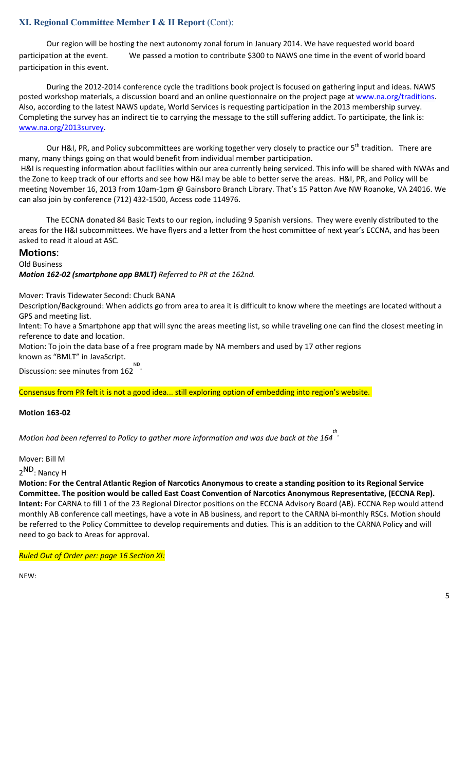### XI. Regional Committee Member I & II Report (Cont):

Our region will be hosting the next autonomy zonal forum in January 2014. We have requested world board participation at the event. We passed a motion to contribute $300 to NAWS one time in the event of world board participation in this event.

During the 2012-2014 conference cycle the traditions book project is focused on gathering input and ideas. NAWS posted workshop materials, a discussion board and an online questionnaire on the project page at www.na.org/traditions. Also, according to the latest NAWS update, World Services is requesting participation in the 2013 membership survey. Completing the survey has an indirect tie to carrying the message to the still suffering addict. To participate, the link is: www.na.org/2013survey.

Our H&I, PR, and Policy subcommittees are working together very closely to practice our 5th tradition. There are many, many things going on that would benefit from individual member participation.
H&I is requesting information about facilities within our area currently being serviced. This info will be shared with NWAs and the Zone to keep track of our efforts and see how H&I may be able to better serve the areas. H&I, PR, and Policy will be meeting November 16, 2013 from 10am-1pm @ Gainsboro Branch Library. That's 15 Patton Ave NW Roanoke, VA 24016. We can also join by conference (712) 432-1500, Access code 114976.

The ECCNA donated 84 Basic Texts to our region, including 9 Spanish versions. They were evenly distributed to the areas for the H&I subcommittees. We have flyers and a letter from the host committee of next year's ECCNA, and has been asked to read it aloud at ASC.

## Motions:

Old Business

***Motion 162-02 (smartphone app BMLT)*** *Referred to PR at the 162nd.*

Mover: Travis Tidewater Second: Chuck BANA

Description/Background: When addicts go from area to area it is difficult to know where the meetings are located without a GPS and meeting list.

Intent: To have a Smartphone app that will sync the areas meeting list, so while traveling one can find the closest meeting in reference to date and location.

Motion: To join the data base of a free program made by NA members and used by 17 other regions known as "BMLT" in JavaScript.

Discussion: see minutes from 162ND.

Consensus from PR felt it is not a good idea... still exploring option of embedding into region's website.

**Motion 163-02**

*Motion had been referred to Policy to gather more information and was due back at the 164th.*

Mover: Bill M

2ND: Nancy H

**Motion: For the Central Atlantic Region of Narcotics Anonymous to create a standing position to its Regional Service Committee. The position would be called East Coast Convention of Narcotics Anonymous Representative, (ECCNA Rep).**
**Intent:** For CARNA to fill 1 of the 23 Regional Director positions on the ECCNA Advisory Board (AB). ECCNA Rep would attend monthly AB conference call meetings, have a vote in AB business, and report to the CARNA bi-monthly RSCs. Motion should be referred to the Policy Committee to develop requirements and duties. This is an addition to the CARNA Policy and will need to go back to Areas for approval.

*Ruled Out of Order per: page 16 Section XI:*

NEW: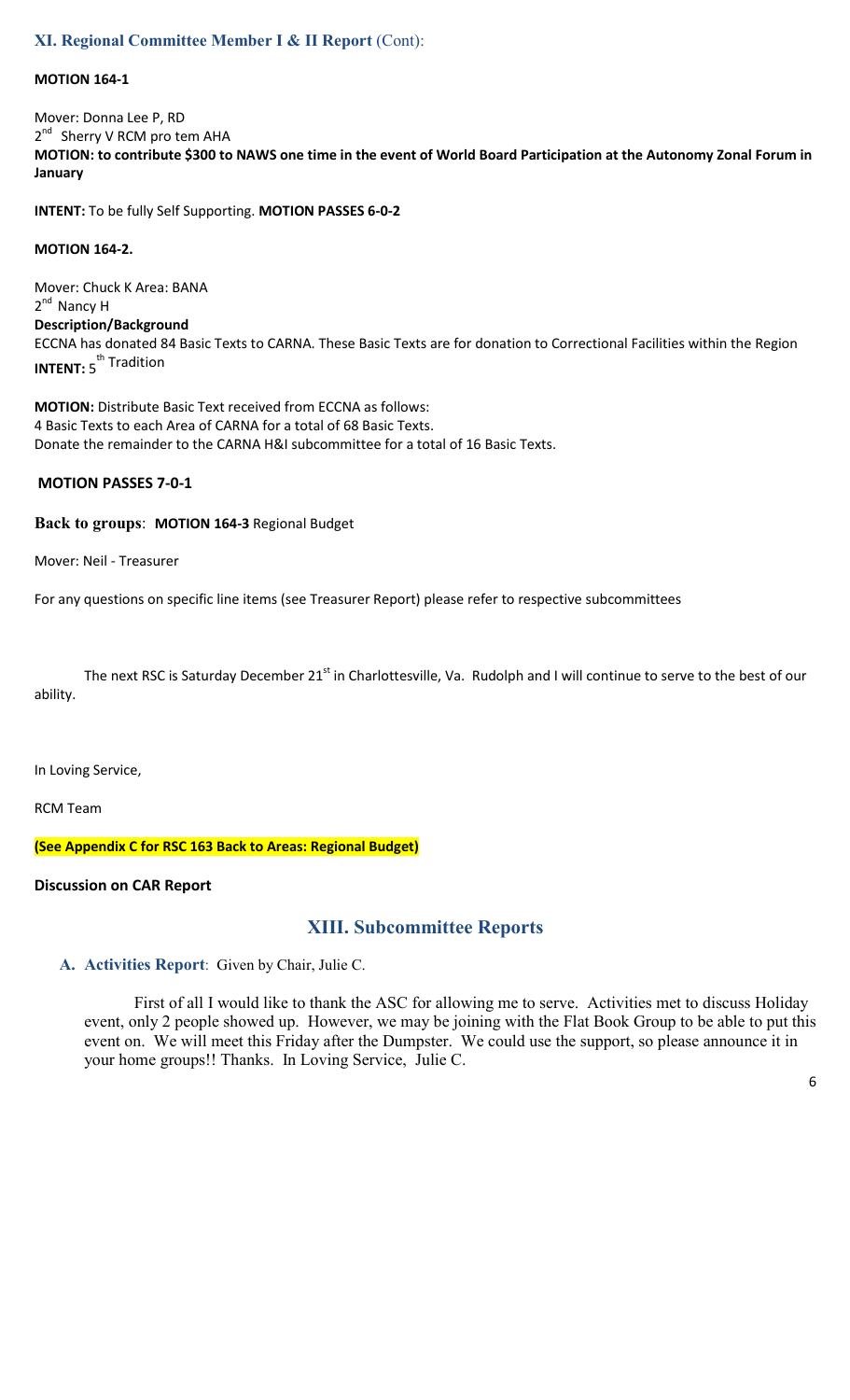## XI. Regional Committee Member I & II Report (Cont):

**MOTION 164-1**

Mover: Donna Lee P, RD
2nd Sherry V RCM pro tem AHA
**MOTION: to contribute $300 to NAWS one time in the event of World Board Participation at the Autonomy Zonal Forum in January**

**INTENT:** To be fully Self Supporting. **MOTION PASSES 6-0-2**

**MOTION 164-2.**

Mover: Chuck K Area: BANA
2nd Nancy H
**Description/Background**
ECCNA has donated 84 Basic Texts to CARNA. These Basic Texts are for donation to Correctional Facilities within the Region
**INTENT:** 5th Tradition

**MOTION:** Distribute Basic Text received from ECCNA as follows:
4 Basic Texts to each Area of CARNA for a total of 68 Basic Texts.
Donate the remainder to the CARNA H&I subcommittee for a total of 16 Basic Texts.

**MOTION PASSES 7-0-1**

**Back to groups**: **MOTION 164-3** Regional Budget

Mover: Neil - Treasurer

For any questions on specific line items (see Treasurer Report) please refer to respective subcommittees

The next RSC is Saturday December 21st in Charlottesville, Va. Rudolph and I will continue to serve to the best of our ability.

In Loving Service,

RCM Team

**(See Appendix C for RSC 163 Back to Areas: Regional Budget)**

**Discussion on CAR Report**

## XIII. Subcommittee Reports

**A. Activities Report**: Given by Chair, Julie C.

First of all I would like to thank the ASC for allowing me to serve. Activities met to discuss Holiday event, only 2 people showed up. However, we may be joining with the Flat Book Group to be able to put this event on. We will meet this Friday after the Dumpster. We could use the support, so please announce it in your home groups!! Thanks. In Loving Service, Julie C.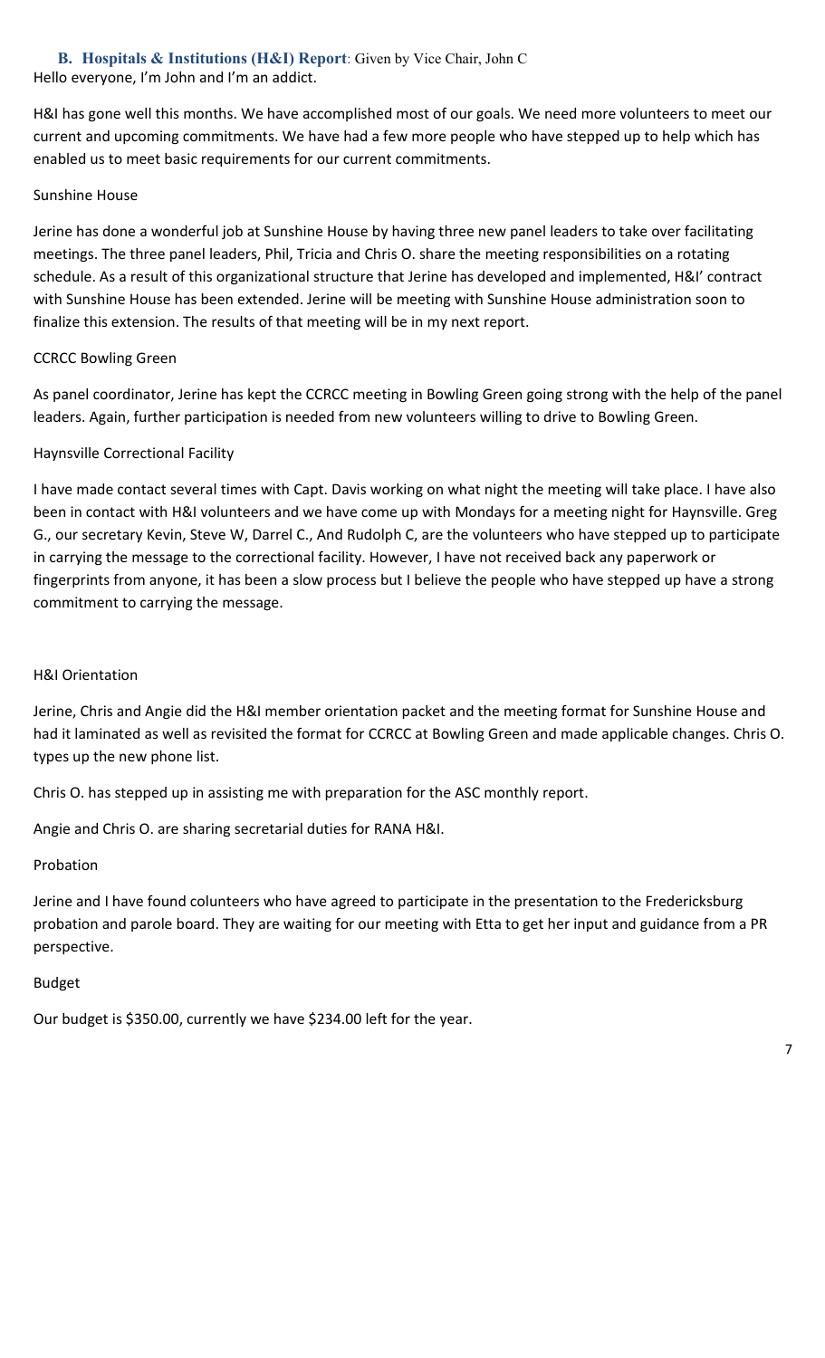### B. Hospitals & Institutions (H&I) Report: Given by Vice Chair, John C

Hello everyone, I'm John and I'm an addict.

H&I has gone well this months. We have accomplished most of our goals. We need more volunteers to meet our current and upcoming commitments. We have had a few more people who have stepped up to help which has enabled us to meet basic requirements for our current commitments.

Sunshine House

Jerine has done a wonderful job at Sunshine House by having three new panel leaders to take over facilitating meetings. The three panel leaders, Phil, Tricia and Chris O. share the meeting responsibilities on a rotating schedule. As a result of this organizational structure that Jerine has developed and implemented, H&I' contract with Sunshine House has been extended. Jerine will be meeting with Sunshine House administration soon to finalize this extension. The results of that meeting will be in my next report.

CCRCC Bowling Green

As panel coordinator, Jerine has kept the CCRCC meeting in Bowling Green going strong with the help of the panel leaders. Again, further participation is needed from new volunteers willing to drive to Bowling Green.

Haynsville Correctional Facility

I have made contact several times with Capt. Davis working on what night the meeting will take place. I have also been in contact with H&I volunteers and we have come up with Mondays for a meeting night for Haynsville. Greg G., our secretary Kevin, Steve W, Darrel C., And Rudolph C, are the volunteers who have stepped up to participate in carrying the message to the correctional facility. However, I have not received back any paperwork or fingerprints from anyone, it has been a slow process but I believe the people who have stepped up have a strong commitment to carrying the message.

H&I Orientation

Jerine, Chris and Angie did the H&I member orientation packet and the meeting format for Sunshine House and had it laminated as well as revisited the format for CCRCC at Bowling Green and made applicable changes. Chris O. types up the new phone list.

Chris O. has stepped up in assisting me with preparation for the ASC monthly report.

Angie and Chris O. are sharing secretarial duties for RANA H&I.

Probation

Jerine and I have found colunteers who have agreed to participate in the presentation to the Fredericksburg probation and parole board. They are waiting for our meeting with Etta to get her input and guidance from a PR perspective.

Budget

Our budget is $350.00, currently we have $234.00 left for the year.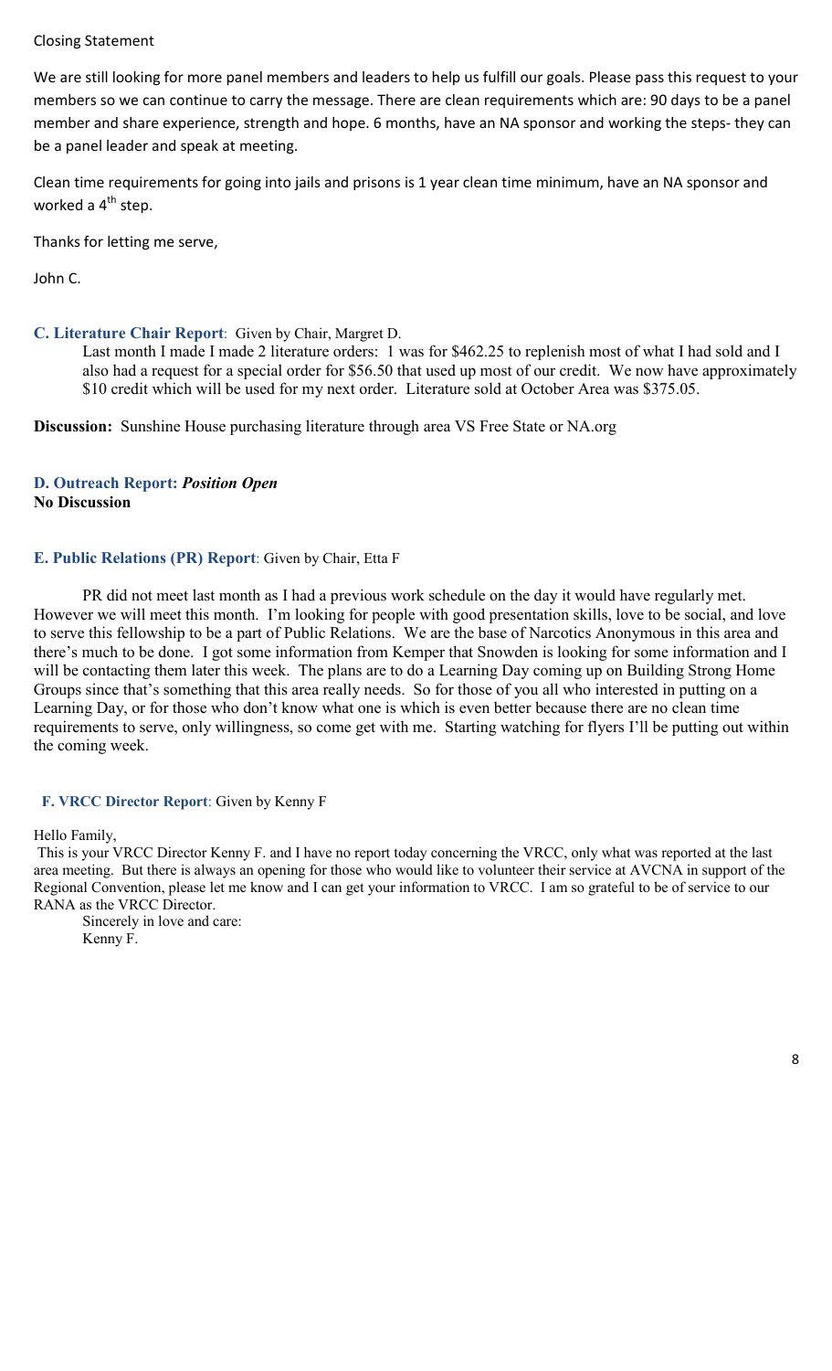Closing Statement

We are still looking for more panel members and leaders to help us fulfill our goals. Please pass this request to your members so we can continue to carry the message. There are clean requirements which are: 90 days to be a panel member and share experience, strength and hope. 6 months, have an NA sponsor and working the steps- they can be a panel leader and speak at meeting.

Clean time requirements for going into jails and prisons is 1 year clean time minimum, have an NA sponsor and worked a 4th step.

Thanks for letting me serve,

John C.

**C. Literature Chair Report**: Given by Chair, Margret D.

Last month I made I made 2 literature orders: 1 was for $462.25 to replenish most of what I had sold and I also had a request for a special order for $56.50 that used up most of our credit. We now have approximately $10 credit which will be used for my next order. Literature sold at October Area was $375.05.

**Discussion:** Sunshine House purchasing literature through area VS Free State or NA.org

**D. Outreach Report:** ***Position Open***
**No Discussion**

**E. Public Relations (PR) Report**: Given by Chair, Etta F

PR did not meet last month as I had a previous work schedule on the day it would have regularly met. However we will meet this month. I'm looking for people with good presentation skills, love to be social, and love to serve this fellowship to be a part of Public Relations. We are the base of Narcotics Anonymous in this area and there's much to be done. I got some information from Kemper that Snowden is looking for some information and I will be contacting them later this week. The plans are to do a Learning Day coming up on Building Strong Home Groups since that's something that this area really needs. So for those of you all who interested in putting on a Learning Day, or for those who don't know what one is which is even better because there are no clean time requirements to serve, only willingness, so come get with me. Starting watching for flyers I'll be putting out within the coming week.

**F. VRCC Director Report**: Given by Kenny F

Hello Family,

This is your VRCC Director Kenny F. and I have no report today concerning the VRCC, only what was reported at the last area meeting. But there is always an opening for those who would like to volunteer their service at AVCNA in support of the Regional Convention, please let me know and I can get your information to VRCC. I am so grateful to be of service to our RANA as the VRCC Director.

Sincerely in love and care:
Kenny F.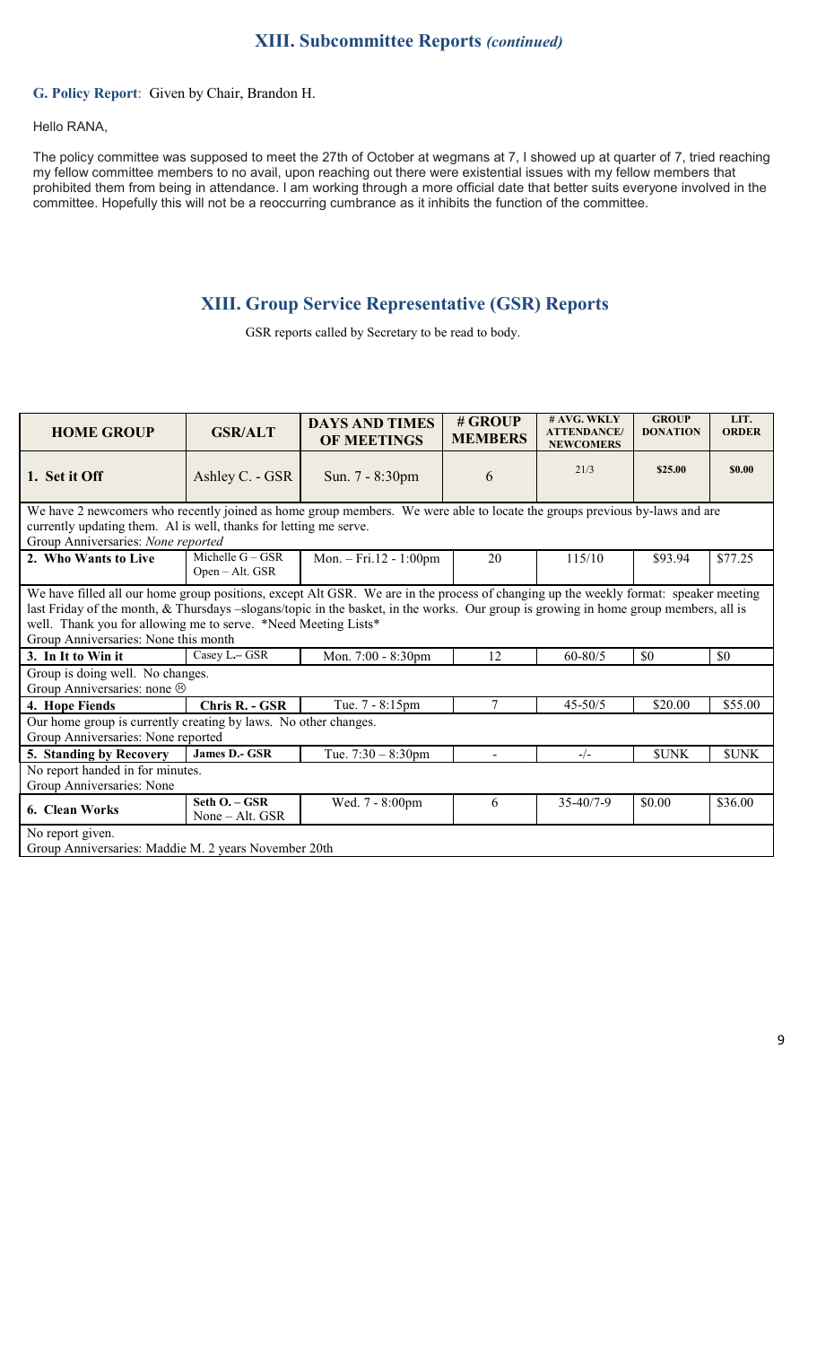## XIII. Subcommittee Reports *(continued)*

**G. Policy Report**: Given by Chair, Brandon H.

Hello RANA,

The policy committee was supposed to meet the 27th of October at wegmans at 7, I showed up at quarter of 7, tried reaching my fellow committee members to no avail, upon reaching out there were existential issues with my fellow members that prohibited them from being in attendance. I am working through a more official date that better suits everyone involved in the committee. Hopefully this will not be a reoccurring cumbrance as it inhibits the function of the committee.

## XIII. Group Service Representative (GSR) Reports

GSR reports called by Secretary to be read to body.

| HOME GROUP | GSR/ALT | DAYS AND TIMES OF MEETINGS | # GROUP MEMBERS | # AVG. WKLY ATTENDANCE/ NEWCOMERS | GROUP DONATION | LIT. ORDER |
|---|---|---|---|---|---|---|
| **1. Set it Off** | Ashley C. - GSR | Sun. 7 - 8:30pm | 6 | 21/3 | **$25.00** | **$0.00** |
| We have 2 newcomers who recently joined as home group members. We were able to locate the groups previous by-laws and are currently updating them. Al is well, thanks for letting me serve.<br>Group Anniversaries: *None reported* | | | | | | |
| **2. Who Wants to Live** | Michelle G – GSR<br>Open – Alt. GSR | Mon. – Fri.12 - 1:00pm | 20 | 115/10 | $93.94 | $77.25 |
| We have filled all our home group positions, except Alt GSR. We are in the process of changing up the weekly format: speaker meeting last Friday of the month, & Thursdays –slogans/topic in the basket, in the works. Our group is growing in home group members, all is well. Thank you for allowing me to serve. *Need Meeting Lists*<br>Group Anniversaries: None this month | | | | | | |
| **3. In It to Win it** | Casey L.– GSR | Mon. 7:00 - 8:30pm | 12 | 60-80/5 | $0 | $0 |
| Group is doing well. No changes.<br>Group Anniversaries: none ☹ | | | | | | |
| **4. Hope Fiends** | **Chris R. - GSR** | Tue. 7 - 8:15pm | 7 | 45-50/5 | $20.00 | $55.00 |
| Our home group is currently creating by laws. No other changes.<br>Group Anniversaries: None reported | | | | | | |
| **5. Standing by Recovery** | **James D.- GSR** | Tue. 7:30 – 8:30pm | - | -/- | $UNK | $UNK |
| No report handed in for minutes.<br>Group Anniversaries: None | | | | | | |
| **6. Clean Works** | **Seth O. – GSR**<br>None – Alt. GSR | Wed. 7 - 8:00pm | 6 | 35-40/7-9 | $0.00 | $36.00 |
| No report given.<br>Group Anniversaries: Maddie M. 2 years November 20th | | | | | | |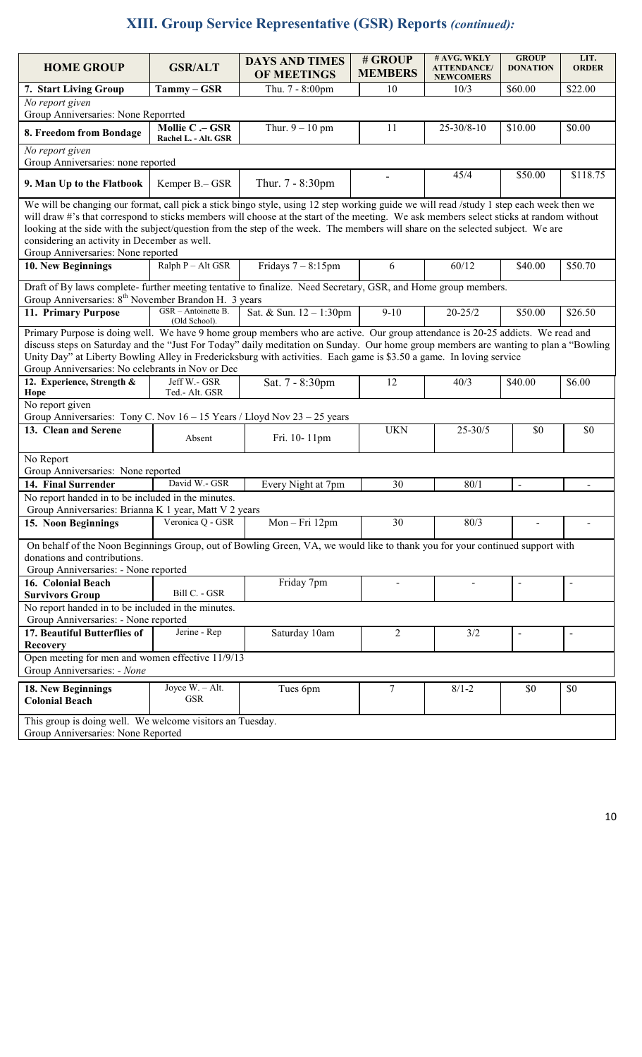## XIII. Group Service Representative (GSR) Reports *(continued):*

| HOME GROUP | GSR/ALT | DAYS AND TIMES OF MEETINGS | # GROUP MEMBERS | # AVG. WKLY ATTENDANCE/ NEWCOMERS | GROUP DONATION | LIT. ORDER |
|---|---|---|---|---|---|---|
| **7. Start Living Group** | **Tammy – GSR** | Thu. 7 - 8:00pm | 10 | 10/3 | \$60.00 | \$22.00 |
| *No report given*<br>Group Anniversaries: None Reporrted | | | | | | |
| **8. Freedom from Bondage** | **Mollie C .– GSR**<br>**Rachel L. - Alt. GSR** | Thur. 9 – 10 pm | 11 | 25-30/8-10 | \$10.00 | \$0.00 |
| *No report given*<br>Group Anniversaries: none reported | | | | | | |
| **9. Man Up to the Flatbook** | Kemper B.– GSR | Thur. 7 - 8:30pm | - | 45/4 | \$50.00 | \$118.75 |
| We will be changing our format, call pick a stick bingo style, using 12 step working guide we will read /study 1 step each week then we will draw #'s that correspond to sticks members will choose at the start of the meeting. We ask members select sticks at random without looking at the side with the subject/question from the step of the week. The members will share on the selected subject. We are considering an activity in December as well.<br>Group Anniversaries: None reported | | | | | | |
| **10. New Beginnings** | Ralph P – Alt GSR | Fridays 7 – 8:15pm | 6 | 60/12 | \$40.00 | \$50.70 |
| Draft of By laws complete- further meeting tentative to finalize. Need Secretary, GSR, and Home group members.<br>Group Anniversaries: 8th November Brandon H. 3 years | | | | | | |
| **11. Primary Purpose** | GSR – Antoinette B. (Old School). | Sat. & Sun. 12 – 1:30pm | 9-10 | 20-25/2 | \$50.00 | \$26.50 |
| Primary Purpose is doing well. We have 9 home group members who are active. Our group attendance is 20-25 addicts. We read and discuss steps on Saturday and the "Just For Today" daily meditation on Sunday. Our home group members are wanting to plan a "Bowling Unity Day" at Liberty Bowling Alley in Fredericksburg with activities. Each game is \$3.50 a game. In loving service<br>Group Anniversaries: No celebrants in Nov or Dec | | | | | | |
| **12. Experience, Strength & Hope** | Jeff W.- GSR<br>Ted.- Alt. GSR | Sat. 7 - 8:30pm | 12 | 40/3 | \$40.00 | \$6.00 |
| No report given<br>Group Anniversaries: Tony C. Nov 16 – 15 Years / Lloyd Nov 23 – 25 years | | | | | | |
| **13. Clean and Serene** | Absent | Fri. 10- 11pm | UKN | 25-30/5 | \$0 | \$0 |
| No Report<br>Group Anniversaries: None reported | | | | | | |
| **14. Final Surrender** | David W.- GSR | Every Night at 7pm | 30 | 80/1 | - | - |
| No report handed in to be included in the minutes.<br>Group Anniversaries: Brianna K 1 year, Matt V 2 years | | | | | | |
| **15. Noon Beginnings** | Veronica Q - GSR | Mon – Fri 12pm | 30 | 80/3 | - | - |
| On behalf of the Noon Beginnings Group, out of Bowling Green, VA, we would like to thank you for your continued support with donations and contributions.<br>Group Anniversaries: - None reported | | | | | | |
| **16. Colonial Beach Survivors Group** | Bill C. - GSR | Friday 7pm | - | - | - | - |
| No report handed in to be included in the minutes.<br>Group Anniversaries: - None reported | | | | | | |
| **17. Beautiful Butterflies of Recovery** | Jerine - Rep | Saturday 10am | 2 | 3/2 | - | - |
| Open meeting for men and women effective 11/9/13<br>Group Anniversaries: - *None* | | | | | | |
| **18. New Beginnings Colonial Beach** | Joyce W. – Alt. GSR | Tues 6pm | 7 | 8/1-2 | \$0 | \$0 |
| This group is doing well. We welcome visitors an Tuesday.<br>Group Anniversaries: None Reported | | | | | | |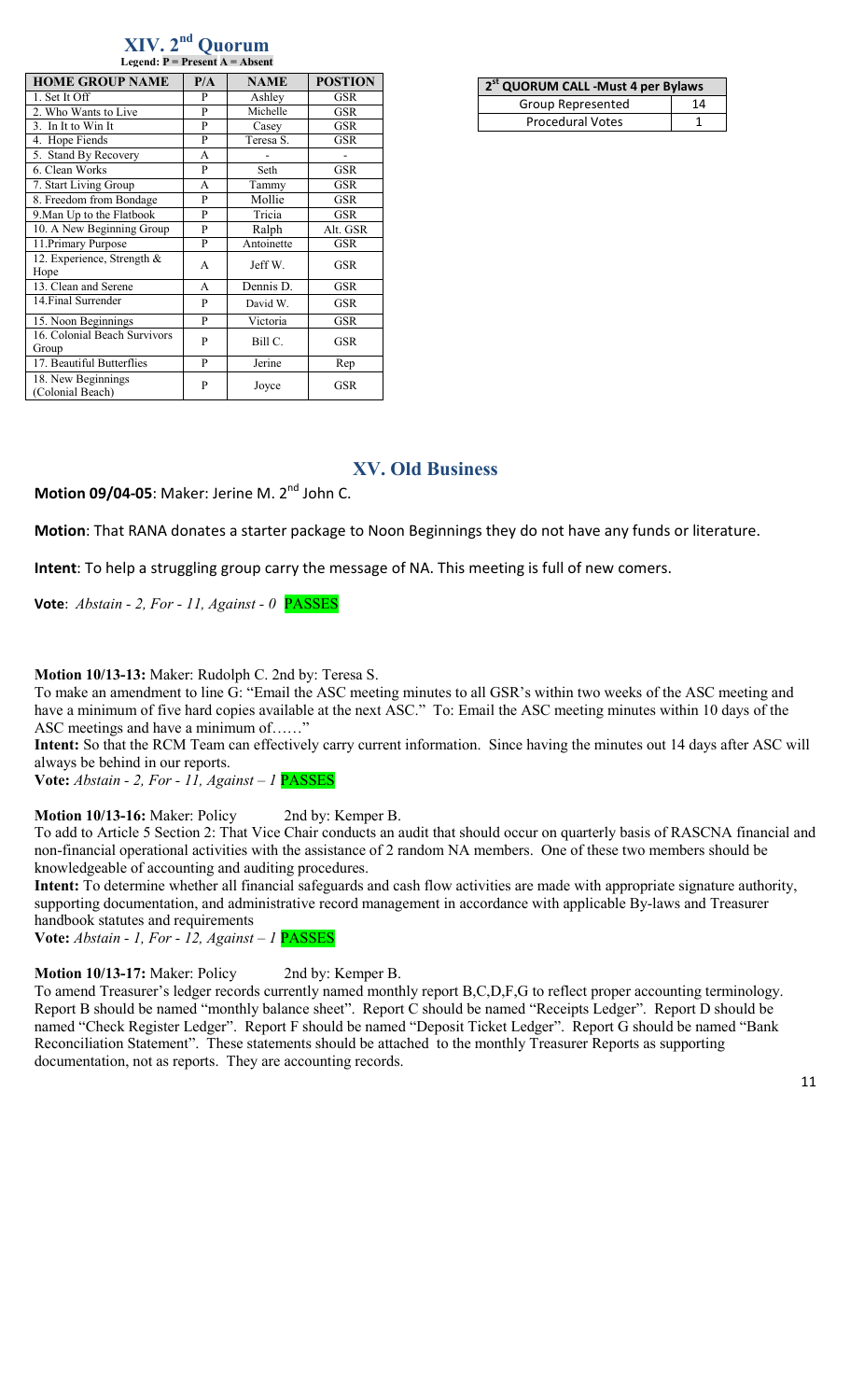# XIV. 2nd Quorum

**Legend: P = Present A = Absent**

| HOME GROUP NAME | P/A | NAME | POSTION |
|---|---|---|---|
| 1. Set It Off | P | Ashley | GSR |
| 2. Who Wants to Live | P | Michelle | GSR |
| 3. In It to Win It | P | Casey | GSR |
| 4. Hope Fiends | P | Teresa S. | GSR |
| 5. Stand By Recovery | A | - | - |
| 6. Clean Works | P | Seth | GSR |
| 7. Start Living Group | A | Tammy | GSR |
| 8. Freedom from Bondage | P | Mollie | GSR |
| 9.Man Up to the Flatbook | P | Tricia | GSR |
| 10. A New Beginning Group | P | Ralph | Alt. GSR |
| 11.Primary Purpose | P | Antoinette | GSR |
| 12. Experience, Strength & Hope | A | Jeff W. | GSR |
| 13. Clean and Serene | A | Dennis D. | GSR |
| 14.Final Surrender | P | David W. | GSR |
| 15. Noon Beginnings | P | Victoria | GSR |
| 16. Colonial Beach Survivors Group | P | Bill C. | GSR |
| 17. Beautiful Butterflies | P | Jerine | Rep |
| 18. New Beginnings (Colonial Beach) | P | Joyce | GSR |

| 2st QUORUM CALL -Must 4 per Bylaws | |
|---|---|
| Group Represented | 14 |
| Procedural Votes | 1 |

## XV. Old Business

**Motion 09/04-05**: Maker: Jerine M. 2nd John C.

**Motion**: That RANA donates a starter package to Noon Beginnings they do not have any funds or literature.

**Intent**: To help a struggling group carry the message of NA. This meeting is full of new comers.

**Vote**: *Abstain - 2, For - 11, Against - 0* PASSES

**Motion 10/13-13:** Maker: Rudolph C. 2nd by: Teresa S.

To make an amendment to line G: "Email the ASC meeting minutes to all GSR's within two weeks of the ASC meeting and have a minimum of five hard copies available at the next ASC." To: Email the ASC meeting minutes within 10 days of the ASC meetings and have a minimum of……"

**Intent:** So that the RCM Team can effectively carry current information. Since having the minutes out 14 days after ASC will always be behind in our reports.

**Vote:** *Abstain - 2, For - 11, Against – 1* PASSES

**Motion 10/13-16:** Maker: Policy 2nd by: Kemper B.

To add to Article 5 Section 2: That Vice Chair conducts an audit that should occur on quarterly basis of RASCNA financial and non-financial operational activities with the assistance of 2 random NA members. One of these two members should be knowledgeable of accounting and auditing procedures.

**Intent:** To determine whether all financial safeguards and cash flow activities are made with appropriate signature authority, supporting documentation, and administrative record management in accordance with applicable By-laws and Treasurer handbook statutes and requirements

**Vote:** *Abstain - 1, For - 12, Against – 1* PASSES

**Motion 10/13-17:** Maker: Policy 2nd by: Kemper B.

To amend Treasurer's ledger records currently named monthly report B,C,D,F,G to reflect proper accounting terminology. Report B should be named "monthly balance sheet". Report C should be named "Receipts Ledger". Report D should be named "Check Register Ledger". Report F should be named "Deposit Ticket Ledger". Report G should be named "Bank Reconciliation Statement". These statements should be attached to the monthly Treasurer Reports as supporting documentation, not as reports. They are accounting records.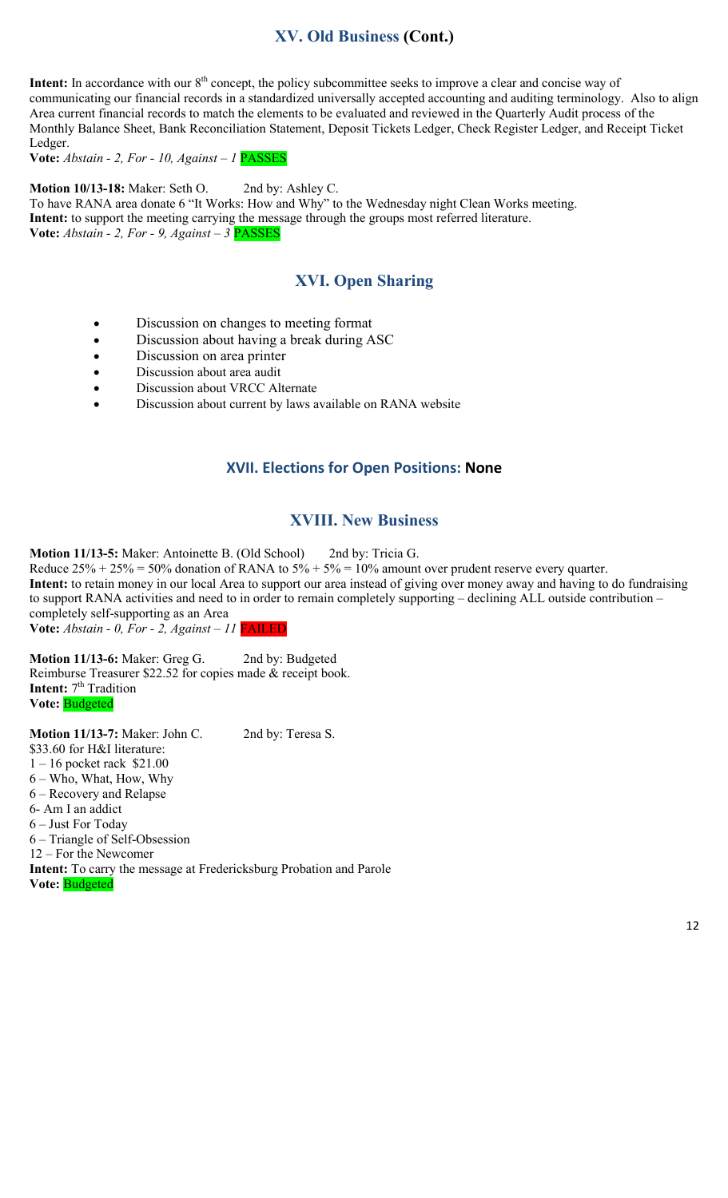## XV. Old Business (Cont.)

**Intent:** In accordance with our 8th concept, the policy subcommittee seeks to improve a clear and concise way of communicating our financial records in a standardized universally accepted accounting and auditing terminology. Also to align Area current financial records to match the elements to be evaluated and reviewed in the Quarterly Audit process of the Monthly Balance Sheet, Bank Reconciliation Statement, Deposit Tickets Ledger, Check Register Ledger, and Receipt Ticket Ledger.
**Vote:** *Abstain - 2, For - 10, Against – 1* PASSES

**Motion 10/13-18:** Maker: Seth O. 2nd by: Ashley C.
To have RANA area donate 6 "It Works: How and Why" to the Wednesday night Clean Works meeting.
**Intent:** to support the meeting carrying the message through the groups most referred literature.
**Vote:** *Abstain - 2, For - 9, Against – 3* PASSES

## XVI. Open Sharing

- Discussion on changes to meeting format
- Discussion about having a break during ASC
- Discussion on area printer
- Discussion about area audit
- Discussion about VRCC Alternate
- Discussion about current by laws available on RANA website

## XVII. Elections for Open Positions: None

## XVIII. New Business

**Motion 11/13-5:** Maker: Antoinette B. (Old School) 2nd by: Tricia G.
Reduce 25% + 25% = 50% donation of RANA to 5% + 5% = 10% amount over prudent reserve every quarter.
**Intent:** to retain money in our local Area to support our area instead of giving over money away and having to do fundraising to support RANA activities and need to in order to remain completely supporting – declining ALL outside contribution – completely self-supporting as an Area
**Vote:** *Abstain - 0, For - 2, Against – 11* FAILED

**Motion 11/13-6:** Maker: Greg G. 2nd by: Budgeted
Reimburse Treasurer $22.52 for copies made & receipt book.
**Intent:** 7th Tradition
**Vote:** Budgeted

**Motion 11/13-7:** Maker: John C. 2nd by: Teresa S.
$33.60 for H&I literature:
1 – 16 pocket rack $21.00
6 – Who, What, How, Why
6 – Recovery and Relapse
6- Am I an addict
6 – Just For Today
6 – Triangle of Self-Obsession
12 – For the Newcomer
**Intent:** To carry the message at Fredericksburg Probation and Parole
**Vote:** Budgeted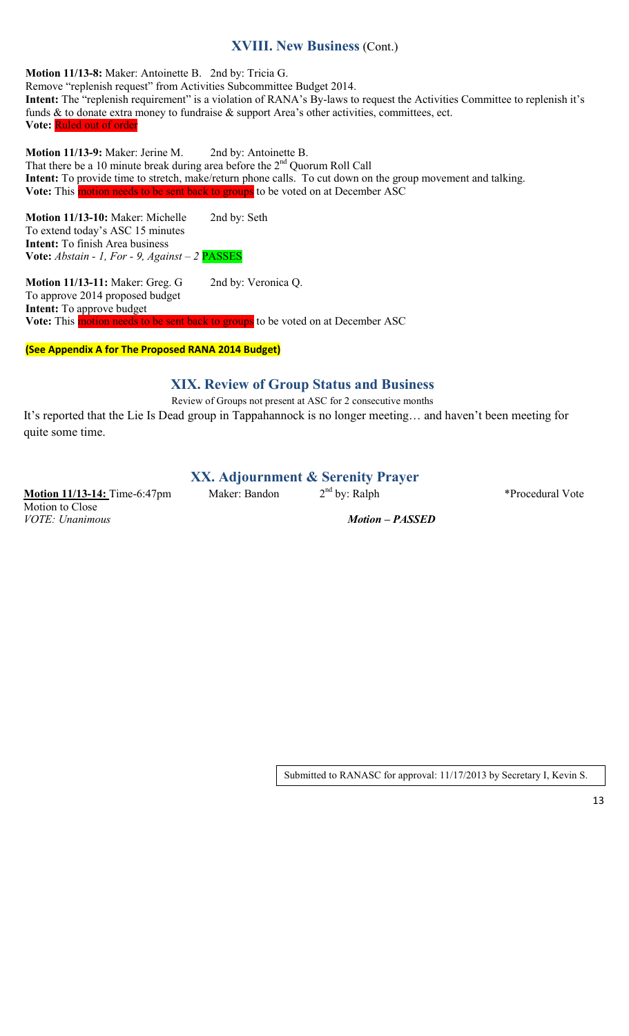## XVIII. New Business (Cont.)

**Motion 11/13-8:** Maker: Antoinette B. 2nd by: Tricia G.
Remove "replenish request" from Activities Subcommittee Budget 2014.
**Intent:** The "replenish requirement" is a violation of RANA's By-laws to request the Activities Committee to replenish it's funds & to donate extra money to fundraise & support Area's other activities, committees, ect.
**Vote:** Ruled out of order

**Motion 11/13-9:** Maker: Jerine M. 2nd by: Antoinette B.
That there be a 10 minute break during area before the 2nd Quorum Roll Call
**Intent:** To provide time to stretch, make/return phone calls. To cut down on the group movement and talking.
**Vote:** This motion needs to be sent back to groups to be voted on at December ASC

**Motion 11/13-10:** Maker: Michelle 2nd by: Seth
To extend today's ASC 15 minutes
**Intent:** To finish Area business
**Vote:** *Abstain - 1, For - 9, Against – 2* PASSES

**Motion 11/13-11:** Maker: Greg. G 2nd by: Veronica Q.
To approve 2014 proposed budget
**Intent:** To approve budget
**Vote:** This motion needs to be sent back to groups to be voted on at December ASC

**(See Appendix A for The Proposed RANA 2014 Budget)**

## XIX. Review of Group Status and Business

Review of Groups not present at ASC for 2 consecutive months

It's reported that the Lie Is Dead group in Tappahannock is no longer meeting… and haven't been meeting for quite some time.

## XX. Adjournment & Serenity Prayer

**Motion 11/13-14:** Time-6:47pm Maker: Bandon 2nd by: Ralph *Procedural Vote
Motion to Close
*VOTE: Unanimous* ***Motion – PASSED***

Submitted to RANASC for approval: 11/17/2013 by Secretary I, Kevin S.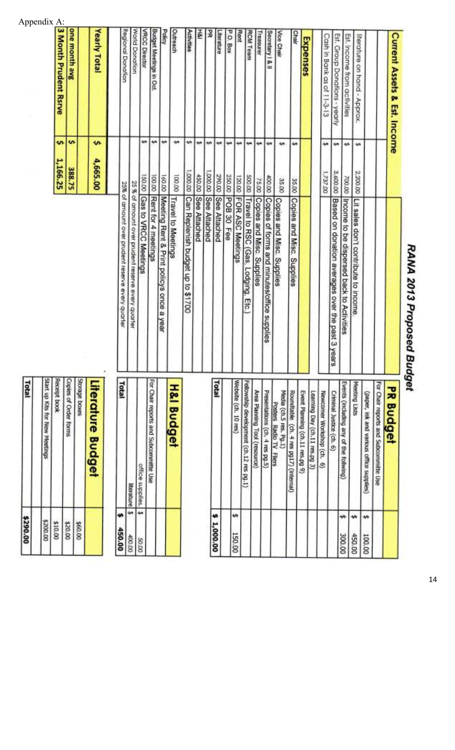Appendix A:

# RANA 2013 Proposed Budget

| Current Assets & Est. Income | | | |
|---|---|---|---|
| literature on hand - Approx. | $ | 2,200.00 | Lit sales don't contribute to income. |
| Est. Income from activities | $ | 700.00 | Income to be dispersed back to Activities |
| Est. Group Donations - yearly | $ | 3,600.00 | Based on donation averages over the past 3 years |
| Cash in Bank as of 11-3-13 | $ | 1,737.00 | |
| **Expenses** | | | |
| Chair | $ | 35.00 | Copies and Misc. Supplies |
| Vice Chair | $ | 35.00 | Copies and Misc. Supplies |
| Secretary I & II | $ | 400.00 | Copies of forms and minutes/office supplies |
| Treasurer | $ | 75.00 | Copies and Misc. Supplies |
| RCM Team | $ | 500.00 | Travel to RSC (Gas, Lodging, Etc.) |
| Rent | $ | 120.00 | FOR ASC Meetings |
| P.O. Box | $ | 250.00 | POB 30 Fee |
| Literature | $ | 290.00 | See Attached |
| PR | $ | 1,000.00 | See Attached |
| H&I | $ | 450.00 | See Attached |
| Activities | $ | 1,000.00 | Can Replenish budget up to $1700 |
| Outreach | $ | 100.00 | Travel to Meetings |
| Policy | $ | 160.00 | Meeting Rent & Print policy once a year |
| Budget Meetings in Oct. | $ | 100.00 | Rent for 4 meetings |
| VRCC Director | $ | 150.00 | Gas to VRCC Meetings |
| World Donation | | | 25 % of amount over prudent reserve every quarter |
| Regional Donation | | | 25% of amount over prudent reserve every quarter |
| **Yearly Total** | $ | 4,665.00 | |
| **one month avg** | $ | 388.75 | |
| **3 Month Prudent Rsrve** | $ | 1,166.25 | |

| PR Budget | | |
|---|---|---|
| For Chair reports and Subcommittee Use (paper, ink and various office supplies) | $ | 100.00 |
| Meeting Lists | $ | 450.00 |
| Events (including any of the following) | $ | 300.00 |
| Criminal Justice (ch. 6) | | |
| Newcomer Workshop (ch. 6) | | |
| Learning Day (ch.11 res.pg 3) | | |
| Event Planning (ch.11 res.pg 9) | | |
| Roundtable (ch. 4 res pg17) (internal) | | |
| Media (ch.5 res. Pg.1) Posters Radio TV Fliers | | |
| Presentations (ch. 4 res pg.5) | | |
| Area Planning Tool (resource) | | |
| Fellowship development (ch.12 res pg.1) | | |
| Website (ch. 10 res) | $ | 150.00 |
| **Total** | $ | 1,000.00 |

| H&I Budget | | |
|---|---|---|
| For Chair reports and Subcommitte Use | | |
| office supplies | $ | 50.00 |
| literature | $ | 400.00 |
| **Total** | $ | 450.00 |

| Literature Budget | |
|---|---|
| Storage boxes | $60.00 |
| Copies of Order forms | $20.00 |
| Receipt book | $10.00 |
| Start up Kits for New Meetings | $200.00 |
| **Total** | $290.00 |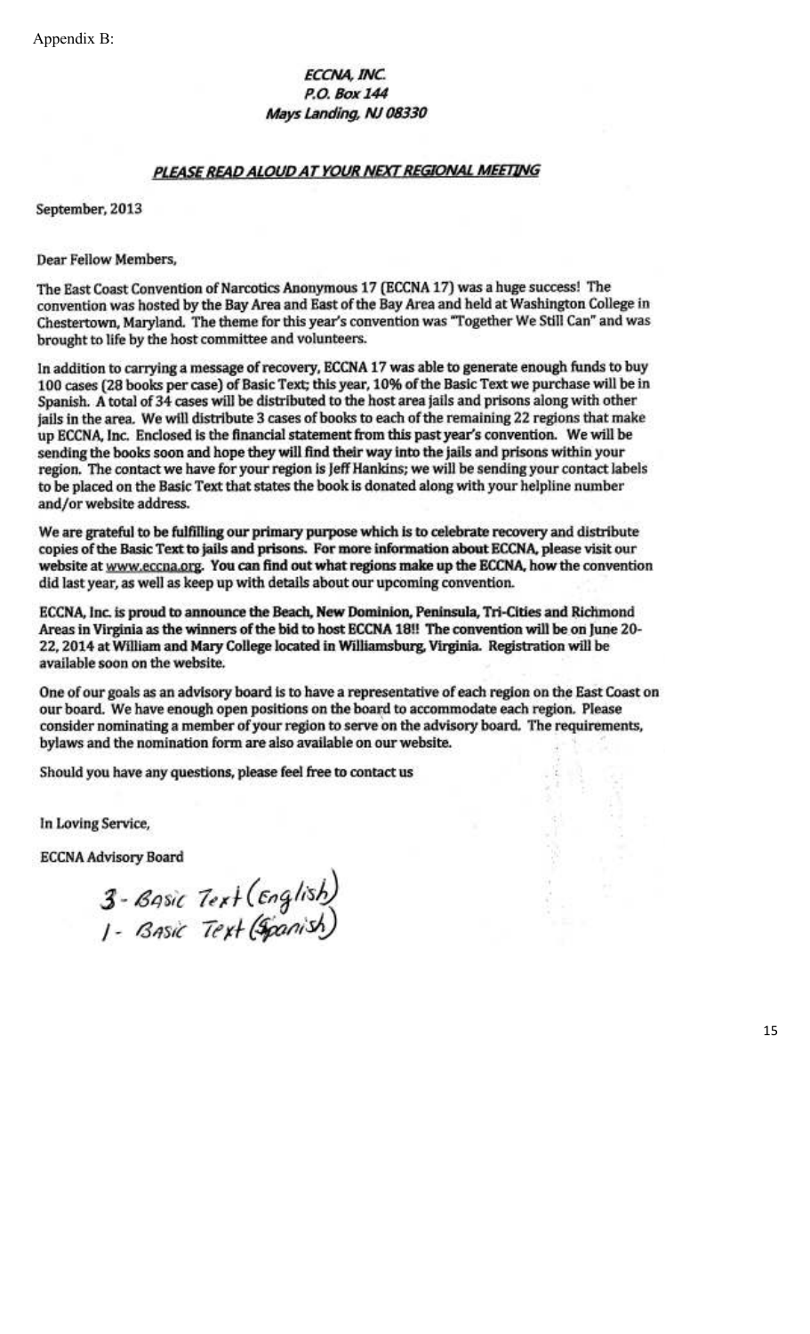Appendix B:

***ECCNA, INC.***
***P.O. Box 144***
***Mays Landing, NJ 08330***

***PLEASE READ ALOUD AT YOUR NEXT REGIONAL MEETING***

September, 2013

Dear Fellow Members,

The East Coast Convention of Narcotics Anonymous 17 (ECCNA 17) was a huge success! The convention was hosted by the Bay Area and East of the Bay Area and held at Washington College in Chestertown, Maryland. The theme for this year's convention was "Together We Still Can" and was brought to life by the host committee and volunteers.

In addition to carrying a message of recovery, ECCNA 17 was able to generate enough funds to buy 100 cases (28 books per case) of Basic Text; this year, 10% of the Basic Text we purchase will be in Spanish. A total of 34 cases will be distributed to the host area jails and prisons along with other jails in the area. We will distribute 3 cases of books to each of the remaining 22 regions that make up ECCNA, Inc. Enclosed is the financial statement from this past year's convention. We will be sending the books soon and hope they will find their way into the jails and prisons within your region. The contact we have for your region is Jeff Hankins; we will be sending your contact labels to be placed on the Basic Text that states the book is donated along with your helpline number and/or website address.

**We are grateful to be fulfilling our primary purpose which is to celebrate recovery and distribute copies of the Basic Text to jails and prisons. For more information about ECCNA, please visit our website at www.eccna.org. You can find out what regions make up the ECCNA, how the convention did last year, as well as keep up with details about our upcoming convention.**

**ECCNA, Inc. is proud to announce the Beach, New Dominion, Peninsula, Tri-Cities and Richmond Areas in Virginia as the winners of the bid to host ECCNA 18!! The convention will be on June 20-22, 2014 at William and Mary College located in Williamsburg, Virginia. Registration will be available soon on the website.**

**One of our goals as an advisory board is to have a representative of each region on the East Coast on our board. We have enough open positions on the board to accommodate each region. Please consider nominating a member of your region to serve on the advisory board. The requirements, bylaws and the nomination form are also available on our website.**

**Should you have any questions, please feel free to contact us**

In Loving Service,

ECCNA Advisory Board

3 - Basic Text (English)
1 - Basic Text (Spanish)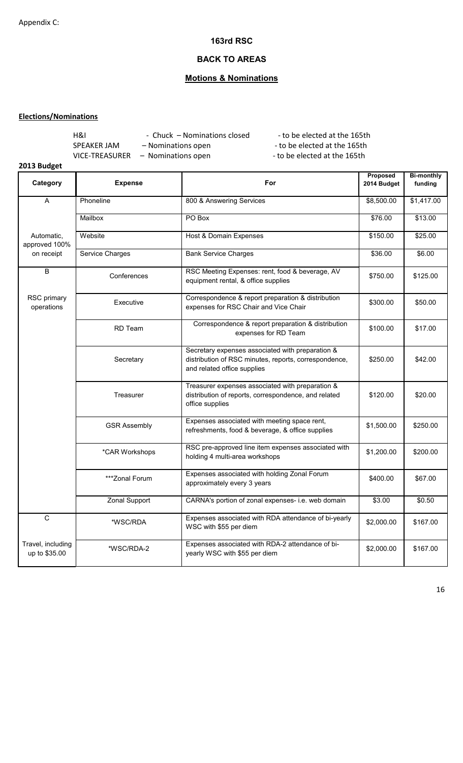Appendix C:

# 163rd RSC

## BACK TO AREAS

### Motions & Nominations

**Elections/Nominations**

| | | |
|---|---|---|
| H&I | - Chuck – Nominations closed | - to be elected at the 165th |
| SPEAKER JAM | – Nominations open | - to be elected at the 165th |
| VICE-TREASURER | – Nominations open | - to be elected at the 165th |

**2013 Budget**

| Category | Expense | For | Proposed 2014 Budget | Bi-monthly funding |
|---|---|---|---|---|
| A | Phoneline | 800 & Answering Services | $8,500.00 | $1,417.00 |
| | Mailbox | PO Box | $76.00 | $13.00 |
| Automatic, approved 100% | Website | Host & Domain Expenses | $150.00 | $25.00 |
| on receipt | Service Charges | Bank Service Charges | $36.00 | $6.00 |
| B | Conferences | RSC Meeting Expenses: rent, food & beverage, AV equipment rental, & office supplies | $750.00 | $125.00 |
| RSC primary operations | Executive | Correspondence & report preparation & distribution expenses for RSC Chair and Vice Chair | $300.00 | $50.00 |
| | RD Team | Correspondence & report preparation & distribution expenses for RD Team | $100.00 | $17.00 |
| | Secretary | Secretary expenses associated with preparation & distribution of RSC minutes, reports, correspondence, and related office supplies | $250.00 | $42.00 |
| | Treasurer | Treasurer expenses associated with preparation & distribution of reports, correspondence, and related office supplies | $120.00 | $20.00 |
| | GSR Assembly | Expenses associated with meeting space rent, refreshments, food & beverage, & office supplies | $1,500.00 | $250.00 |
| | *CAR Workshops | RSC pre-approved line item expenses associated with holding 4 multi-area workshops | $1,200.00 | $200.00 |
| | ***Zonal Forum | Expenses associated with holding Zonal Forum approximately every 3 years | $400.00 | $67.00 |
| | Zonal Support | CARNA's portion of zonal expenses- i.e. web domain | $3.00 | $0.50 |
| C | *WSC/RDA | Expenses associated with RDA attendance of bi-yearly WSC with $55 per diem | $2,000.00 | $167.00 |
| Travel, including up to $35.00 | *WSC/RDA-2 | Expenses associated with RDA-2 attendance of bi-yearly WSC with $55 per diem | $2,000.00 | $167.00 |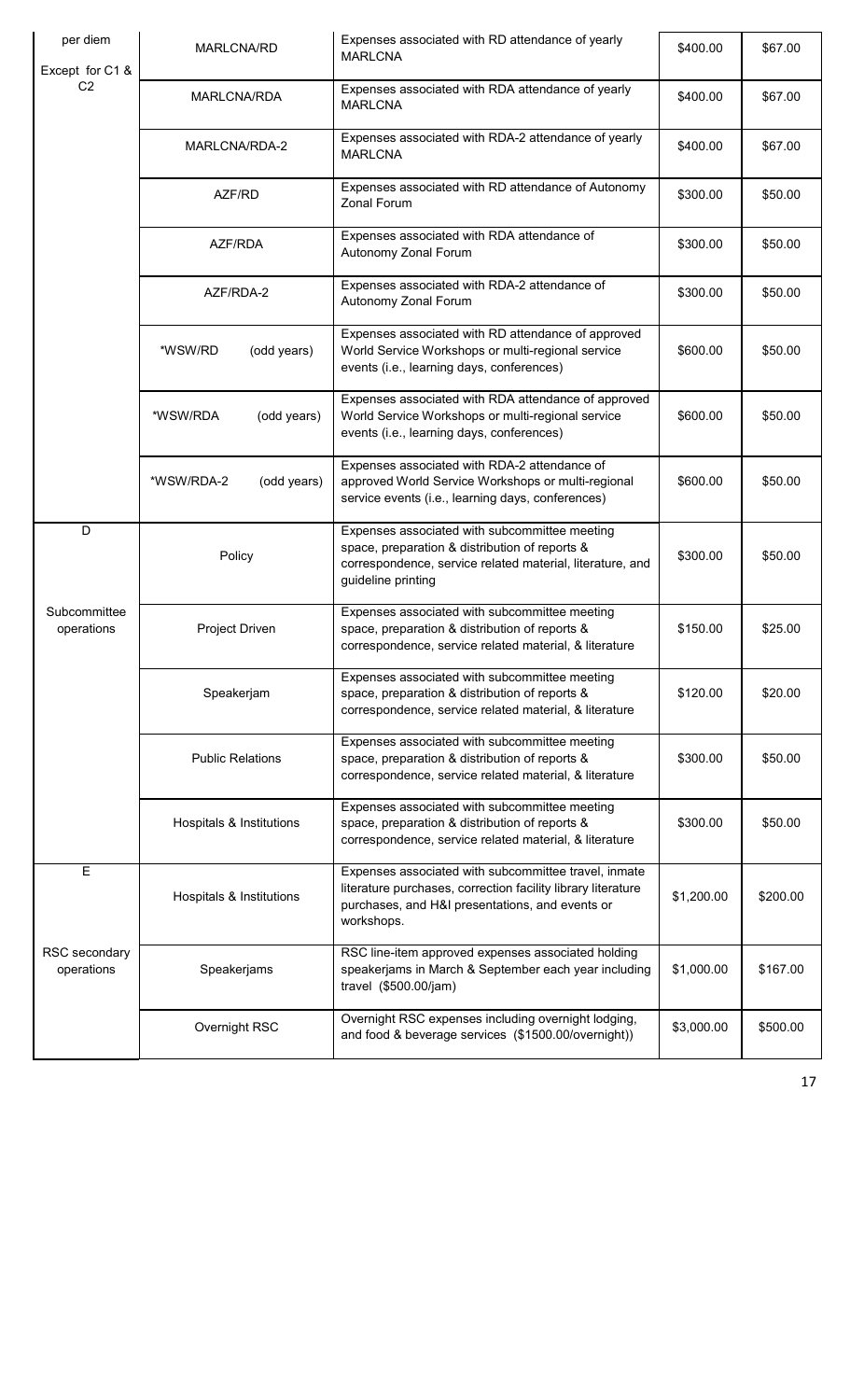| | | | | |
|---|---|---|---|---|
| per diem<br>Except for C1 & C2 | MARLCNA/RD | Expenses associated with RD attendance of yearly MARLCNA | $400.00 | $67.00 |
| | MARLCNA/RDA | Expenses associated with RDA attendance of yearly MARLCNA | $400.00 | $67.00 |
| | MARLCNA/RDA-2 | Expenses associated with RDA-2 attendance of yearly MARLCNA | $400.00 | $67.00 |
| | AZF/RD | Expenses associated with RD attendance of Autonomy Zonal Forum | $300.00 | $50.00 |
| | AZF/RDA | Expenses associated with RDA attendance of Autonomy Zonal Forum | $300.00 | $50.00 |
| | AZF/RDA-2 | Expenses associated with RDA-2 attendance of Autonomy Zonal Forum | $300.00 | $50.00 |
| | *WSW/RD (odd years) | Expenses associated with RD attendance of approved World Service Workshops or multi-regional service events (i.e., learning days, conferences) | $600.00 | $50.00 |
| | *WSW/RDA (odd years) | Expenses associated with RDA attendance of approved World Service Workshops or multi-regional service events (i.e., learning days, conferences) | $600.00 | $50.00 |
| | *WSW/RDA-2 (odd years) | Expenses associated with RDA-2 attendance of approved World Service Workshops or multi-regional service events (i.e., learning days, conferences) | $600.00 | $50.00 |
| D<br><br>Subcommittee operations | Policy | Expenses associated with subcommittee meeting space, preparation & distribution of reports & correspondence, service related material, literature, and guideline printing | $300.00 | $50.00 |
| | Project Driven | Expenses associated with subcommittee meeting space, preparation & distribution of reports & correspondence, service related material, & literature | $150.00 | $25.00 |
| | Speakerjam | Expenses associated with subcommittee meeting space, preparation & distribution of reports & correspondence, service related material, & literature | $120.00 | $20.00 |
| | Public Relations | Expenses associated with subcommittee meeting space, preparation & distribution of reports & correspondence, service related material, & literature | $300.00 | $50.00 |
| | Hospitals & Institutions | Expenses associated with subcommittee meeting space, preparation & distribution of reports & correspondence, service related material, & literature | $300.00 | $50.00 |
| E<br><br>RSC secondary operations | Hospitals & Institutions | Expenses associated with subcommittee travel, inmate literature purchases, correction facility library literature purchases, and H&I presentations, and events or workshops. | $1,200.00 | $200.00 |
| | Speakerjams | RSC line-item approved expenses associated holding speakerjams in March & September each year including travel ($500.00/jam) | $1,000.00 | $167.00 |
| | Overnight RSC | Overnight RSC expenses including overnight lodging, and food & beverage services ($1500.00/overnight)) | $3,000.00 | $500.00 |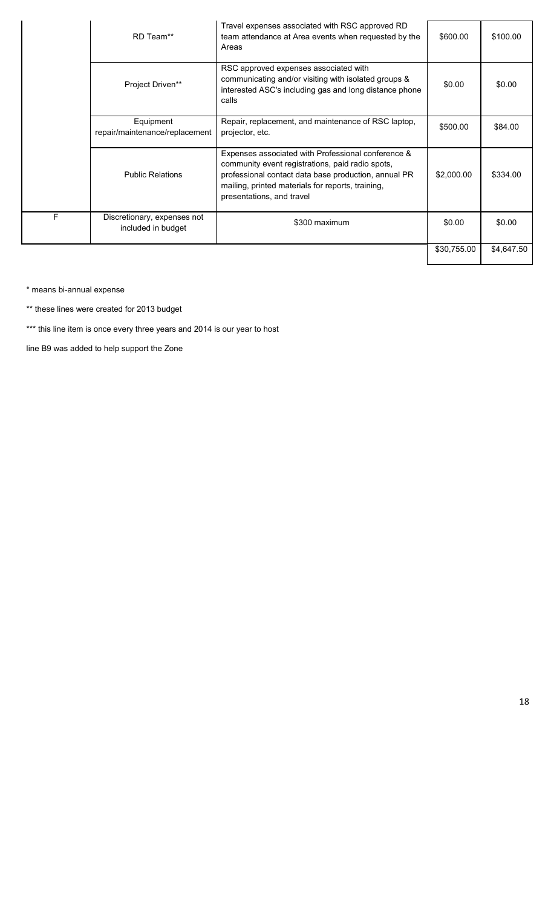| | | | | |
|---|---|---|---|---|
| | RD Team** | Travel expenses associated with RSC approved RD team attendance at Area events when requested by the Areas | $600.00 | $100.00 |
| | Project Driven** | RSC approved expenses associated with communicating and/or visiting with isolated groups & interested ASC's including gas and long distance phone calls | $0.00 | $0.00 |
| | Equipment repair/maintenance/replacement | Repair, replacement, and maintenance of RSC laptop, projector, etc. | $500.00 | $84.00 |
| | Public Relations | Expenses associated with Professional conference & community event registrations, paid radio spots, professional contact data base production, annual PR mailing, printed materials for reports, training, presentations, and travel | $2,000.00 | $334.00 |
| F | Discretionary, expenses not included in budget | $300 maximum | $0.00 | $0.00 |
| | | | $30,755.00 | $4,647.50 |

* means bi-annual expense

** these lines were created for 2013 budget

*** this line item is once every three years and 2014 is our year to host

line B9 was added to help support the Zone